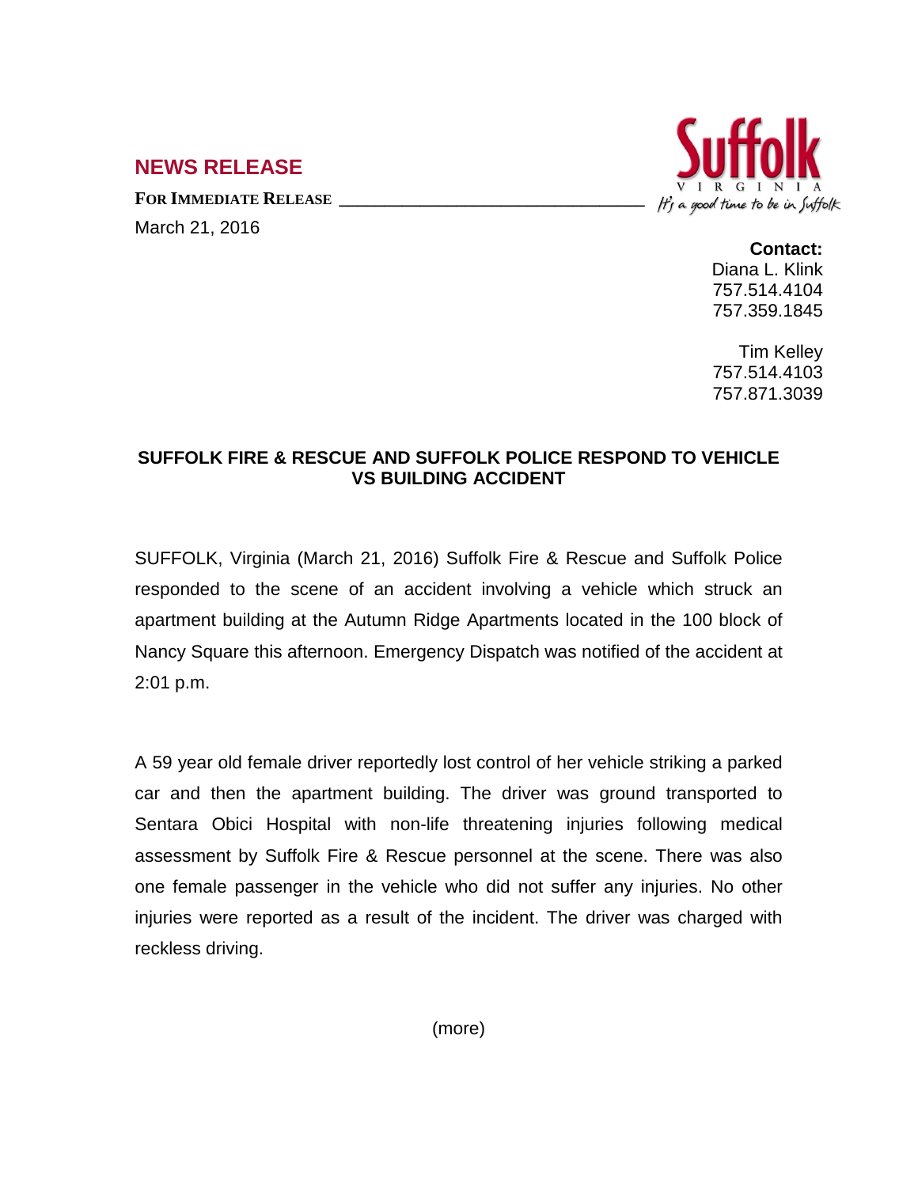## NEWS RELEASE

**FOR IMMEDIATE RELEASE**

March 21, 2016

Suffolk
VIRGINIA
It's a good time to be in Suffolk

**Contact:**
Diana L. Klink
757.514.4104
757.359.1845

Tim Kelley
757.514.4103
757.871.3039

**SUFFOLK FIRE & RESCUE AND SUFFOLK POLICE RESPOND TO VEHICLE VS BUILDING ACCIDENT**

SUFFOLK, Virginia (March 21, 2016) Suffolk Fire & Rescue and Suffolk Police responded to the scene of an accident involving a vehicle which struck an apartment building at the Autumn Ridge Apartments located in the 100 block of Nancy Square this afternoon. Emergency Dispatch was notified of the accident at 2:01 p.m.

A 59 year old female driver reportedly lost control of her vehicle striking a parked car and then the apartment building. The driver was ground transported to Sentara Obici Hospital with non-life threatening injuries following medical assessment by Suffolk Fire & Rescue personnel at the scene. There was also one female passenger in the vehicle who did not suffer any injuries. No other injuries were reported as a result of the incident. The driver was charged with reckless driving.

(more)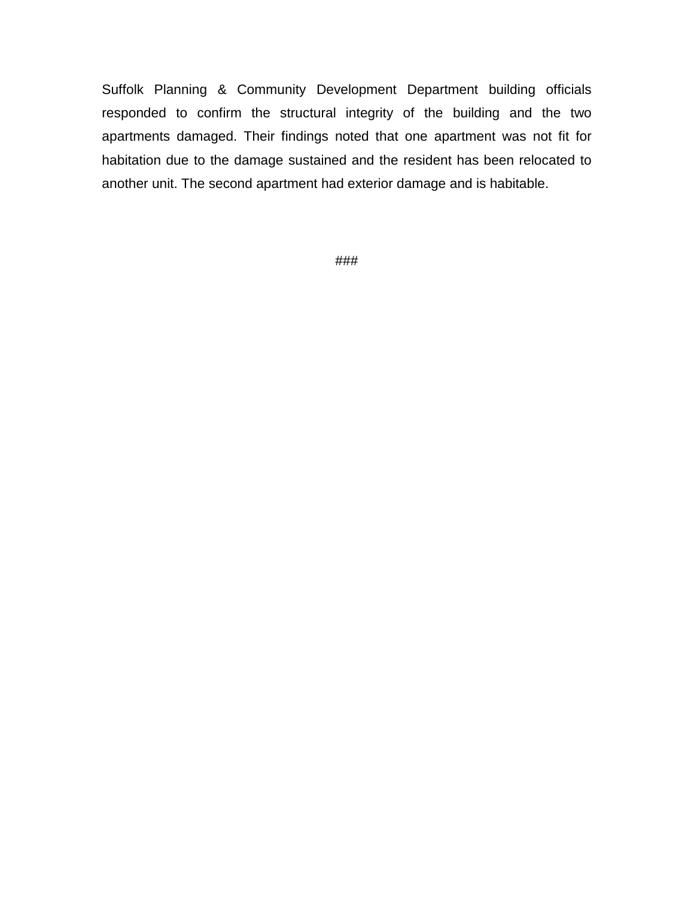Suffolk Planning & Community Development Department building officials responded to confirm the structural integrity of the building and the two apartments damaged. Their findings noted that one apartment was not fit for habitation due to the damage sustained and the resident has been relocated to another unit. The second apartment had exterior damage and is habitable.

###